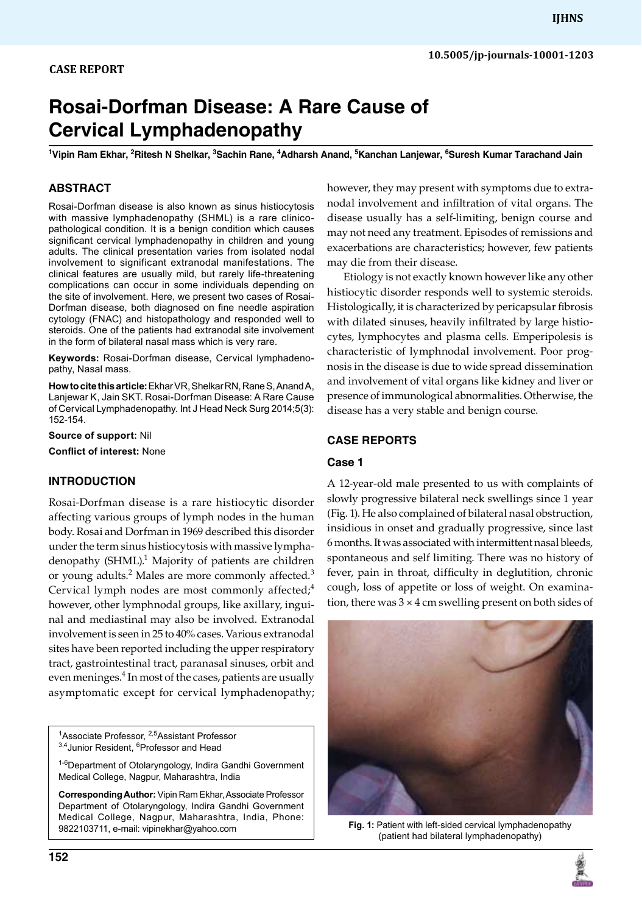CASE REPORT

# Rosai-Dorfman Disease: A Rare Cause of Cervical Lymphadenopathy

[1]Vipin Ram Ekhar, [2]Ritesh N Shelkar, [3]Sachin Rane, [4]Adharsh Anand, [5]Kanchan Lanjewar, [6]Suresh Kumar Tarachand Jain

## ABSTRACT

Rosai-Dorfman disease is also known as sinus histiocytosis with massive lymphadenopathy (SHML) is a rare clinicopathological condition. It is a benign condition which causes significant cervical lymphadenopathy in children and young adults. The clinical presentation varies from isolated nodal involvement to significant extranodal manifestations. The clinical features are usually mild, but rarely life-threatening complications can occur in some individuals depending on the site of involvement. Here, we present two cases of Rosai-Dorfman disease, both diagnosed on fine needle aspiration cytology (FNAC) and histopathology and responded well to steroids. One of the patients had extranodal site involvement in the form of bilateral nasal mass which is very rare.

**Keywords:** Rosai-Dorfman disease, Cervical lymphadenopathy, Nasal mass.

**How to cite this article:** Ekhar VR, Shelkar RN, Rane S, Anand A, Lanjewar K, Jain SKT. Rosai-Dorfman Disease: A Rare Cause of Cervical Lymphadenopathy. Int J Head Neck Surg 2014;5(3): 152-154.

**Source of support:** Nil

**Conflict of interest:** None

## INTRODUCTION

Rosai-Dorfman disease is a rare histiocytic disorder affecting various groups of lymph nodes in the human body. Rosai and Dorfman in 1969 described this disorder under the term sinus histiocytosis with massive lymphadenopathy (SHML).[1] Majority of patients are children or young adults.[2] Males are more commonly affected.[3] Cervical lymph nodes are most commonly affected;[4] however, other lymphnodal groups, like axillary, inguinal and mediastinal may also be involved. Extranodal involvement is seen in 25 to 40% cases. Various extranodal sites have been reported including the upper respiratory tract, gastrointestinal tract, paranasal sinuses, orbit and even meninges.[4] In most of the cases, patients are usually asymptomatic except for cervical lymphadenopathy; however, they may present with symptoms due to extranodal involvement and infiltration of vital organs. The disease usually has a self-limiting, benign course and may not need any treatment. Episodes of remissions and exacerbations are characteristics; however, few patients may die from their disease.

Etiology is not exactly known however like any other histiocytic disorder responds well to systemic steroids. Histologically, it is characterized by pericapsular fibrosis with dilated sinuses, heavily infiltrated by large histiocytes, lymphocytes and plasma cells. Emperipolesis is characteristic of lymphnodal involvement. Poor prognosis in the disease is due to wide spread dissemination and involvement of vital organs like kidney and liver or presence of immunological abnormalities. Otherwise, the disease has a very stable and benign course.

## CASE REPORTS

### Case 1

A 12-year-old male presented to us with complaints of slowly progressive bilateral neck swellings since 1 year (Fig. 1). He also complained of bilateral nasal obstruction, insidious in onset and gradually progressive, since last 6 months. It was associated with intermittent nasal bleeds, spontaneous and self limiting. There was no history of fever, pain in throat, difficulty in deglutition, chronic cough, loss of appetite or loss of weight. On examination, there was 3 × 4 cm swelling present on both sides of

**Fig. 1:** Patient with left-sided cervical lymphadenopathy (patient had bilateral lymphadenopathy)

[1]Associate Professor, [2,5]Assistant Professor
[3,4]Junior Resident, [6]Professor and Head

[1-6]Department of Otolaryngology, Indira Gandhi Government Medical College, Nagpur, Maharashtra, India

**Corresponding Author:** Vipin Ram Ekhar, Associate Professor Department of Otolaryngology, Indira Gandhi Government Medical College, Nagpur, Maharashtra, India, Phone: 9822103711, e-mail: vipinekhar@yahoo.com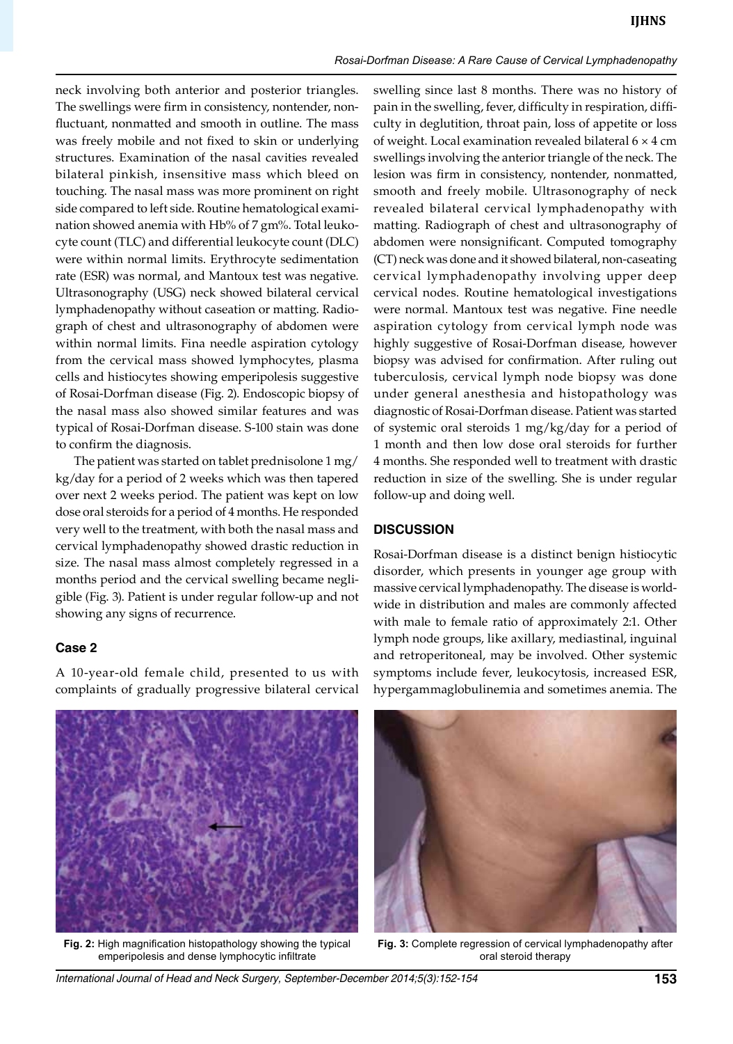neck involving both anterior and posterior triangles. The swellings were firm in consistency, nontender, nonfluctuant, nonmatted and smooth in outline. The mass was freely mobile and not fixed to skin or underlying structures. Examination of the nasal cavities revealed bilateral pinkish, insensitive mass which bleed on touching. The nasal mass was more prominent on right side compared to left side. Routine hematological examination showed anemia with Hb% of 7 gm%. Total leukocyte count (TLC) and differential leukocyte count (DLC) were within normal limits. Erythrocyte sedimentation rate (ESR) was normal, and Mantoux test was negative. Ultrasonography (USG) neck showed bilateral cervical lymphadenopathy without caseation or matting. Radiograph of chest and ultrasonography of abdomen were within normal limits. Fina needle aspiration cytology from the cervical mass showed lymphocytes, plasma cells and histiocytes showing emperipolesis suggestive of Rosai-Dorfman disease (Fig. 2). Endoscopic biopsy of the nasal mass also showed similar features and was typical of Rosai-Dorfman disease. S-100 stain was done to confirm the diagnosis.

The patient was started on tablet prednisolone 1 mg/kg/day for a period of 2 weeks which was then tapered over next 2 weeks period. The patient was kept on low dose oral steroids for a period of 4 months. He responded very well to the treatment, with both the nasal mass and cervical lymphadenopathy showed drastic reduction in size. The nasal mass almost completely regressed in a months period and the cervical swelling became negligible (Fig. 3). Patient is under regular follow-up and not showing any signs of recurrence.

### Case 2

A 10-year-old female child, presented to us with complaints of gradually progressive bilateral cervical swelling since last 8 months. There was no history of pain in the swelling, fever, difficulty in respiration, difficulty in deglutition, throat pain, loss of appetite or loss of weight. Local examination revealed bilateral 6 × 4 cm swellings involving the anterior triangle of the neck. The lesion was firm in consistency, nontender, nonmatted, smooth and freely mobile. Ultrasonography of neck revealed bilateral cervical lymphadenopathy with matting. Radiograph of chest and ultrasonography of abdomen were nonsignificant. Computed tomography (CT) neck was done and it showed bilateral, non-caseating cervical lymphadenopathy involving upper deep cervical nodes. Routine hematological investigations were normal. Mantoux test was negative. Fine needle aspiration cytology from cervical lymph node was highly suggestive of Rosai-Dorfman disease, however biopsy was advised for confirmation. After ruling out tuberculosis, cervical lymph node biopsy was done under general anesthesia and histopathology was diagnostic of Rosai-Dorfman disease. Patient was started of systemic oral steroids 1 mg/kg/day for a period of 1 month and then low dose oral steroids for further 4 months. She responded well to treatment with drastic reduction in size of the swelling. She is under regular follow-up and doing well.

## DISCUSSION

Rosai-Dorfman disease is a distinct benign histiocytic disorder, which presents in younger age group with massive cervical lymphadenopathy. The disease is worldwide in distribution and males are commonly affected with male to female ratio of approximately 2:1. Other lymph node groups, like axillary, mediastinal, inguinal and retroperitoneal, may be involved. Other systemic symptoms include fever, leukocytosis, increased ESR, hypergammaglobulinemia and sometimes anemia. The

**Fig. 2:** High magnification histopathology showing the typical emperipolesis and dense lymphocytic infiltrate

**Fig. 3:** Complete regression of cervical lymphadenopathy after oral steroid therapy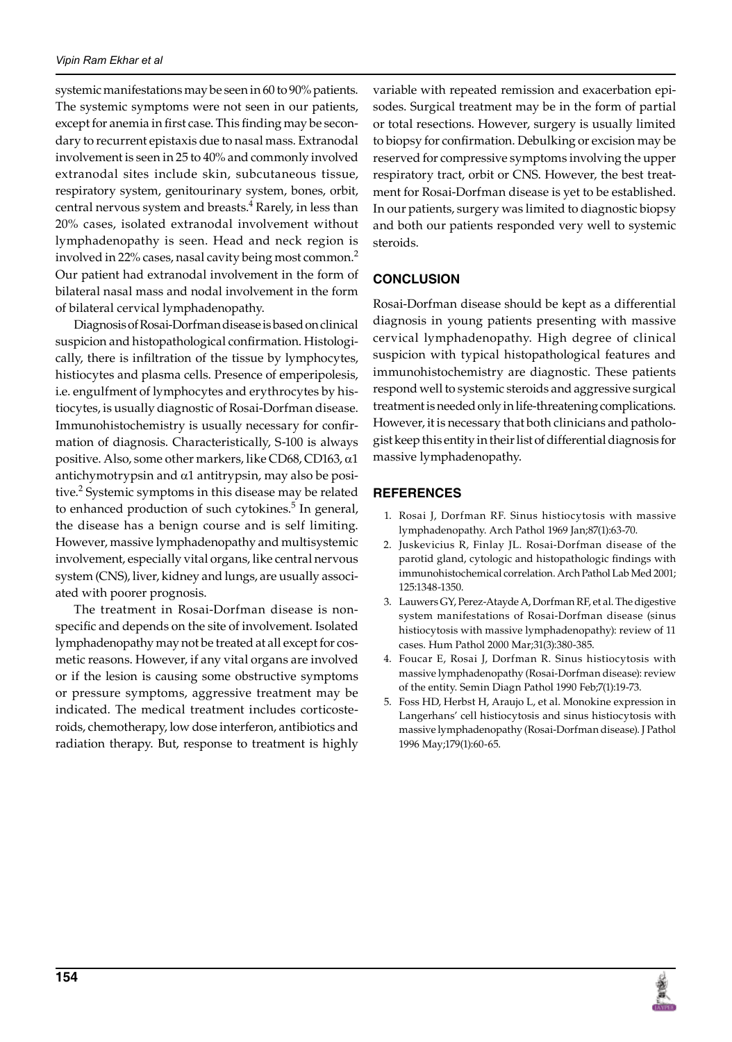systemic manifestations may be seen in 60 to 90% patients. The systemic symptoms were not seen in our patients, except for anemia in first case. This finding may be secondary to recurrent epistaxis due to nasal mass. Extranodal involvement is seen in 25 to 40% and commonly involved extranodal sites include skin, subcutaneous tissue, respiratory system, genitourinary system, bones, orbit, central nervous system and breasts.[4] Rarely, in less than 20% cases, isolated extranodal involvement without lymphadenopathy is seen. Head and neck region is involved in 22% cases, nasal cavity being most common.[2] Our patient had extranodal involvement in the form of bilateral nasal mass and nodal involvement in the form of bilateral cervical lymphadenopathy.

Diagnosis of Rosai-Dorfman disease is based on clinical suspicion and histopathological confirmation. Histologically, there is infiltration of the tissue by lymphocytes, histiocytes and plasma cells. Presence of emperipolesis, i.e. engulfment of lymphocytes and erythrocytes by histiocytes, is usually diagnostic of Rosai-Dorfman disease. Immunohistochemistry is usually necessary for confirmation of diagnosis. Characteristically, S-100 is always positive. Also, some other markers, like CD68, CD163, α1 antichymotrypsin and α1 antitrypsin, may also be positive.[2] Systemic symptoms in this disease may be related to enhanced production of such cytokines.[5] In general, the disease has a benign course and is self limiting. However, massive lymphadenopathy and multisystemic involvement, especially vital organs, like central nervous system (CNS), liver, kidney and lungs, are usually associated with poorer prognosis.

The treatment in Rosai-Dorfman disease is nonspecific and depends on the site of involvement. Isolated lymphadenopathy may not be treated at all except for cosmetic reasons. However, if any vital organs are involved or if the lesion is causing some obstructive symptoms or pressure symptoms, aggressive treatment may be indicated. The medical treatment includes corticosteroids, chemotherapy, low dose interferon, antibiotics and radiation therapy. But, response to treatment is highly variable with repeated remission and exacerbation episodes. Surgical treatment may be in the form of partial or total resections. However, surgery is usually limited to biopsy for confirmation. Debulking or excision may be reserved for compressive symptoms involving the upper respiratory tract, orbit or CNS. However, the best treatment for Rosai-Dorfman disease is yet to be established. In our patients, surgery was limited to diagnostic biopsy and both our patients responded very well to systemic steroids.

## CONCLUSION

Rosai-Dorfman disease should be kept as a differential diagnosis in young patients presenting with massive cervical lymphadenopathy. High degree of clinical suspicion with typical histopathological features and immunohistochemistry are diagnostic. These patients respond well to systemic steroids and aggressive surgical treatment is needed only in life-threatening complications. However, it is necessary that both clinicians and pathologist keep this entity in their list of differential diagnosis for massive lymphadenopathy.

## REFERENCES

1. Rosai J, Dorfman RF. Sinus histiocytosis with massive lymphadenopathy. Arch Pathol 1969 Jan;87(1):63-70.
2. Juskevicius R, Finlay JL. Rosai-Dorfman disease of the parotid gland, cytologic and histopathologic findings with immunohistochemical correlation. Arch Pathol Lab Med 2001; 125:1348-1350.
3. Lauwers GY, Perez-Atayde A, Dorfman RF, et al. The digestive system manifestations of Rosai-Dorfman disease (sinus histiocytosis with massive lymphadenopathy): review of 11 cases. Hum Pathol 2000 Mar;31(3):380-385.
4. Foucar E, Rosai J, Dorfman R. Sinus histiocytosis with massive lymphadenopathy (Rosai-Dorfman disease): review of the entity. Semin Diagn Pathol 1990 Feb;7(1):19-73.
5. Foss HD, Herbst H, Araujo L, et al. Monokine expression in Langerhans' cell histiocytosis and sinus histiocytosis with massive lymphadenopathy (Rosai-Dorfman disease). J Pathol 1996 May;179(1):60-65.